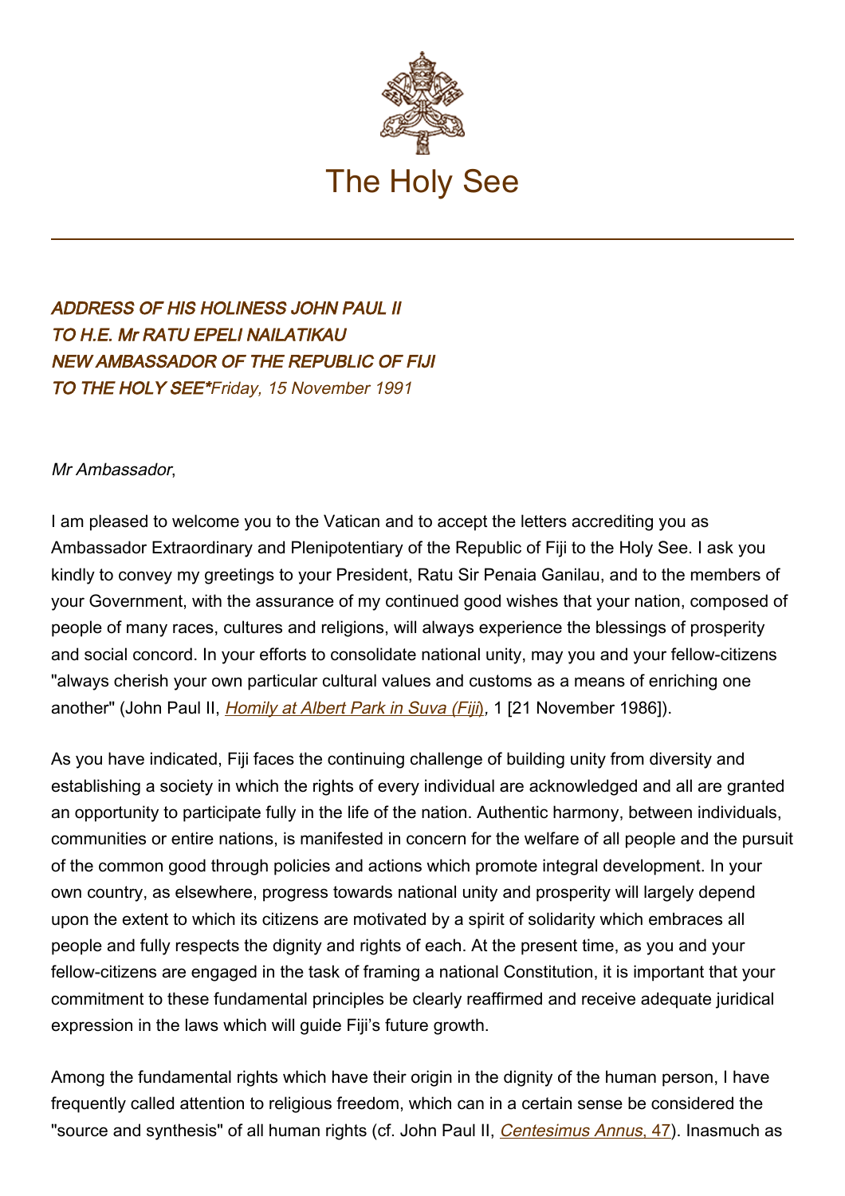# The Holy See

***ADDRESS OF HIS HOLINESS JOHN PAUL II***
***TO H.E. Mr RATU EPELI NAILATIKAU***
***NEW AMBASSADOR OF THE REPUBLIC OF FIJI***
***TO THE HOLY SEE**** *Friday, 15 November 1991*

*Mr Ambassador*,

I am pleased to welcome you to the Vatican and to accept the letters accrediting you as Ambassador Extraordinary and Plenipotentiary of the Republic of Fiji to the Holy See. I ask you kindly to convey my greetings to your President, Ratu Sir Penaia Ganilau, and to the members of your Government, with the assurance of my continued good wishes that your nation, composed of people of many races, cultures and religions, will always experience the blessings of prosperity and social concord. In your efforts to consolidate national unity, may you and your fellow-citizens "always cherish your own particular cultural values and customs as a means of enriching one another" (John Paul II, *Homily at Albert Park in Suva (Fiji)*, 1 [21 November 1986]).

As you have indicated, Fiji faces the continuing challenge of building unity from diversity and establishing a society in which the rights of every individual are acknowledged and all are granted an opportunity to participate fully in the life of the nation. Authentic harmony, between individuals, communities or entire nations, is manifested in concern for the welfare of all people and the pursuit of the common good through policies and actions which promote integral development. In your own country, as elsewhere, progress towards national unity and prosperity will largely depend upon the extent to which its citizens are motivated by a spirit of solidarity which embraces all people and fully respects the dignity and rights of each. At the present time, as you and your fellow-citizens are engaged in the task of framing a national Constitution, it is important that your commitment to these fundamental principles be clearly reaffirmed and receive adequate juridical expression in the laws which will guide Fiji's future growth.

Among the fundamental rights which have their origin in the dignity of the human person, I have frequently called attention to religious freedom, which can in a certain sense be considered the "source and synthesis" of all human rights (cf. John Paul II, *Centesimus Annus*, 47). Inasmuch as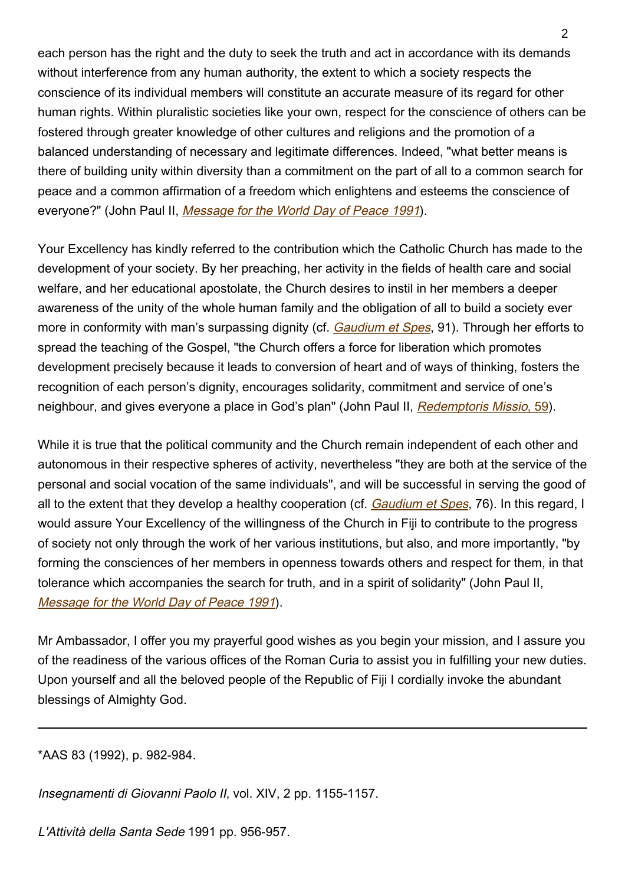each person has the right and the duty to seek the truth and act in accordance with its demands without interference from any human authority, the extent to which a society respects the conscience of its individual members will constitute an accurate measure of its regard for other human rights. Within pluralistic societies like your own, respect for the conscience of others can be fostered through greater knowledge of other cultures and religions and the promotion of a balanced understanding of necessary and legitimate differences. Indeed, "what better means is there of building unity within diversity than a commitment on the part of all to a common search for peace and a common affirmation of a freedom which enlightens and esteems the conscience of everyone?" (John Paul II, *Message for the World Day of Peace 1991*).

Your Excellency has kindly referred to the contribution which the Catholic Church has made to the development of your society. By her preaching, her activity in the fields of health care and social welfare, and her educational apostolate, the Church desires to instil in her members a deeper awareness of the unity of the whole human family and the obligation of all to build a society ever more in conformity with man's surpassing dignity (cf. *Gaudium et Spes*, 91). Through her efforts to spread the teaching of the Gospel, "the Church offers a force for liberation which promotes development precisely because it leads to conversion of heart and of ways of thinking, fosters the recognition of each person's dignity, encourages solidarity, commitment and service of one's neighbour, and gives everyone a place in God's plan" (John Paul II, *Redemptoris Missio*, 59).

While it is true that the political community and the Church remain independent of each other and autonomous in their respective spheres of activity, nevertheless "they are both at the service of the personal and social vocation of the same individuals", and will be successful in serving the good of all to the extent that they develop a healthy cooperation (cf. *Gaudium et Spes*, 76). In this regard, I would assure Your Excellency of the willingness of the Church in Fiji to contribute to the progress of society not only through the work of her various institutions, but also, and more importantly, "by forming the consciences of her members in openness towards others and respect for them, in that tolerance which accompanies the search for truth, and in a spirit of solidarity" (John Paul II, *Message for the World Day of Peace 1991*).

Mr Ambassador, I offer you my prayerful good wishes as you begin your mission, and I assure you of the readiness of the various offices of the Roman Curia to assist you in fulfilling your new duties. Upon yourself and all the beloved people of the Republic of Fiji I cordially invoke the abundant blessings of Almighty God.

---

*AAS 83 (1992), p. 982-984.

*Insegnamenti di Giovanni Paolo II*, vol. XIV, 2 pp. 1155-1157.

*L'Attività della Santa Sede* 1991 pp. 956-957.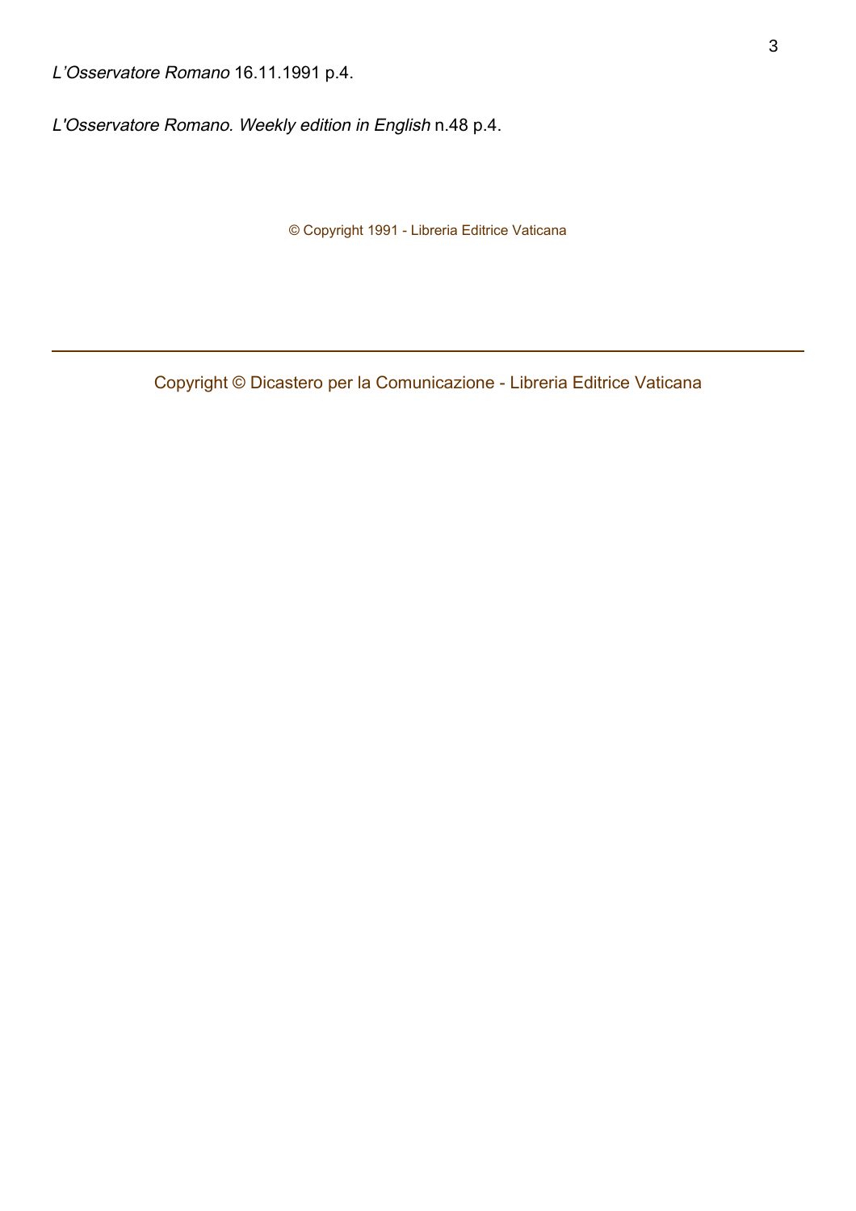*L'Osservatore Romano* 16.11.1991 p.4.

*L'Osservatore Romano. Weekly edition in English* n.48 p.4.

© Copyright 1991 - Libreria Editrice Vaticana

---

Copyright © Dicastero per la Comunicazione - Libreria Editrice Vaticana